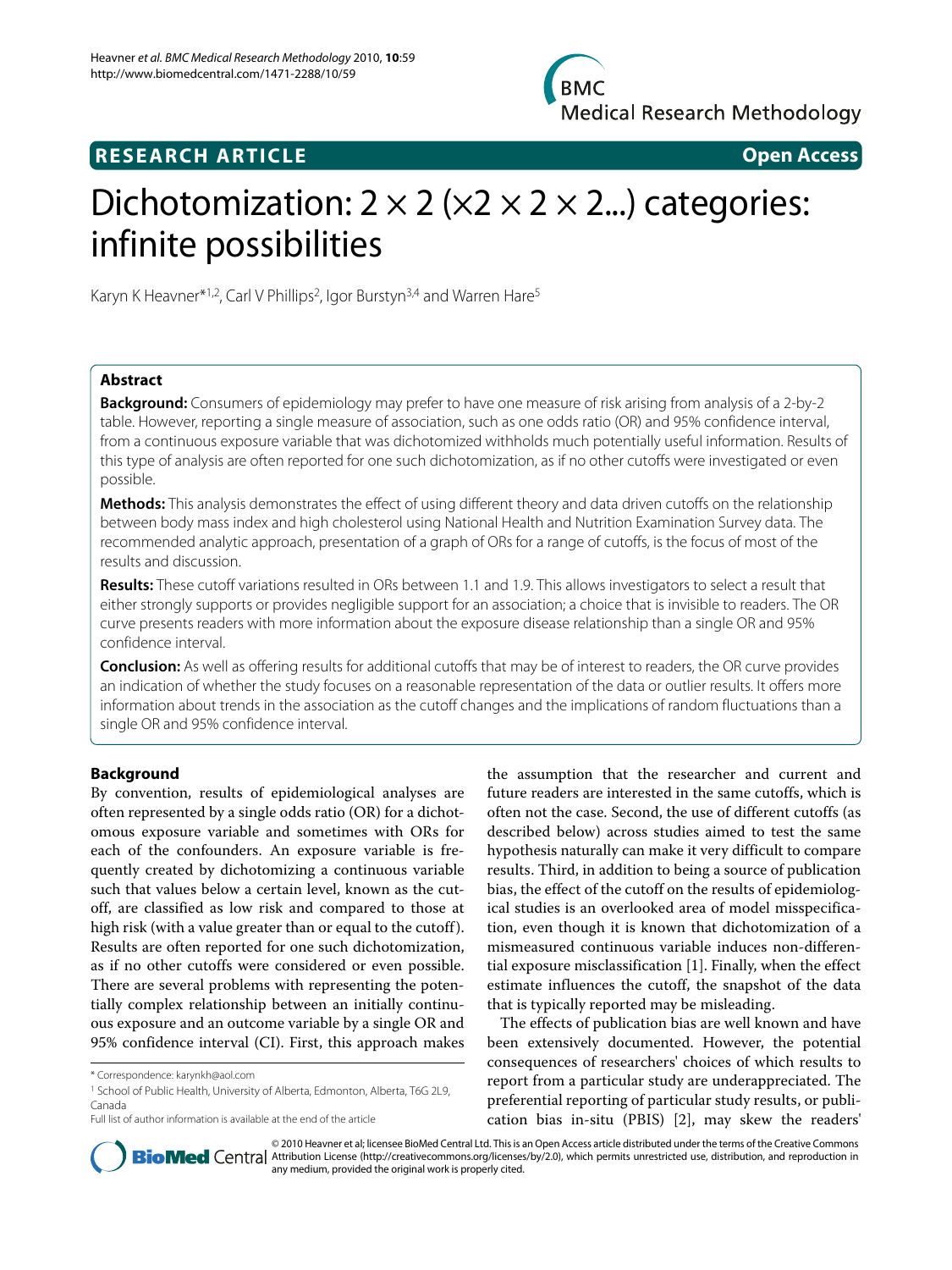**RESEARCH ARTICLE** **Open Access**

# Dichotomization: 2 × 2 (×2 × 2 × 2...) categories: infinite possibilities

Karyn K Heavner*[1,2], Carl V Phillips[2], Igor Burstyn[3,4] and Warren Hare[5]

## Abstract

**Background:** Consumers of epidemiology may prefer to have one measure of risk arising from analysis of a 2-by-2 table. However, reporting a single measure of association, such as one odds ratio (OR) and 95% confidence interval, from a continuous exposure variable that was dichotomized withholds much potentially useful information. Results of this type of analysis are often reported for one such dichotomization, as if no other cutoffs were investigated or even possible.

**Methods:** This analysis demonstrates the effect of using different theory and data driven cutoffs on the relationship between body mass index and high cholesterol using National Health and Nutrition Examination Survey data. The recommended analytic approach, presentation of a graph of ORs for a range of cutoffs, is the focus of most of the results and discussion.

**Results:** These cutoff variations resulted in ORs between 1.1 and 1.9. This allows investigators to select a result that either strongly supports or provides negligible support for an association; a choice that is invisible to readers. The OR curve presents readers with more information about the exposure disease relationship than a single OR and 95% confidence interval.

**Conclusion:** As well as offering results for additional cutoffs that may be of interest to readers, the OR curve provides an indication of whether the study focuses on a reasonable representation of the data or outlier results. It offers more information about trends in the association as the cutoff changes and the implications of random fluctuations than a single OR and 95% confidence interval.

## Background

By convention, results of epidemiological analyses are often represented by a single odds ratio (OR) for a dichotomous exposure variable and sometimes with ORs for each of the confounders. An exposure variable is frequently created by dichotomizing a continuous variable such that values below a certain level, known as the cutoff, are classified as low risk and compared to those at high risk (with a value greater than or equal to the cutoff). Results are often reported for one such dichotomization, as if no other cutoffs were considered or even possible. There are several problems with representing the potentially complex relationship between an initially continuous exposure and an outcome variable by a single OR and 95% confidence interval (CI). First, this approach makes the assumption that the researcher and current and future readers are interested in the same cutoffs, which is often not the case. Second, the use of different cutoffs (as described below) across studies aimed to test the same hypothesis naturally can make it very difficult to compare results. Third, in addition to being a source of publication bias, the effect of the cutoff on the results of epidemiological studies is an overlooked area of model misspecification, even though it is known that dichotomization of a mismeasured continuous variable induces non-differential exposure misclassification [1]. Finally, when the effect estimate influences the cutoff, the snapshot of the data that is typically reported may be misleading.

The effects of publication bias are well known and have been extensively documented. However, the potential consequences of researchers' choices of which results to report from a particular study are underappreciated. The preferential reporting of particular study results, or publication bias in-situ (PBIS) [2], may skew the readers'

\* Correspondence: karynkh@aol.com

[1] School of Public Health, University of Alberta, Edmonton, Alberta, T6G 2L9, Canada

Full list of author information is available at the end of the article

© 2010 Heavner et al; licensee BioMed Central Ltd. This is an Open Access article distributed under the terms of the Creative Commons Attribution License (http://creativecommons.org/licenses/by/2.0), which permits unrestricted use, distribution, and reproduction in any medium, provided the original work is properly cited.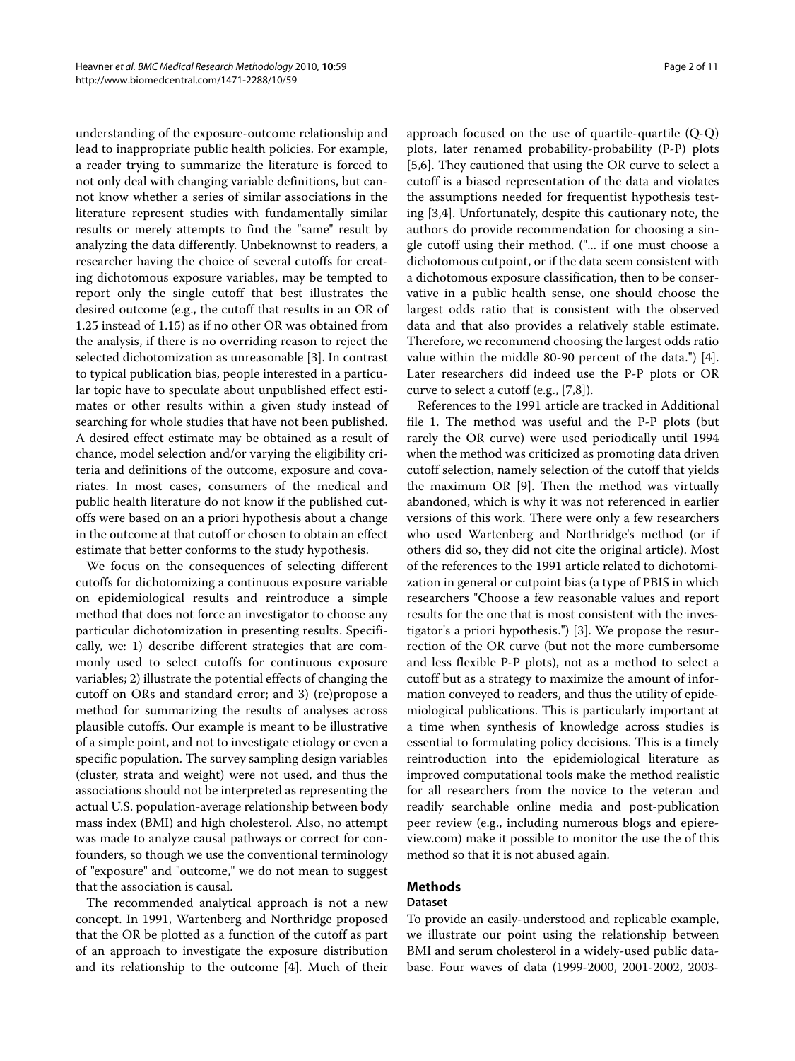understanding of the exposure-outcome relationship and lead to inappropriate public health policies. For example, a reader trying to summarize the literature is forced to not only deal with changing variable definitions, but cannot know whether a series of similar associations in the literature represent studies with fundamentally similar results or merely attempts to find the "same" result by analyzing the data differently. Unbeknownst to readers, a researcher having the choice of several cutoffs for creating dichotomous exposure variables, may be tempted to report only the single cutoff that best illustrates the desired outcome (e.g., the cutoff that results in an OR of 1.25 instead of 1.15) as if no other OR was obtained from the analysis, if there is no overriding reason to reject the selected dichotomization as unreasonable [3]. In contrast to typical publication bias, people interested in a particular topic have to speculate about unpublished effect estimates or other results within a given study instead of searching for whole studies that have not been published. A desired effect estimate may be obtained as a result of chance, model selection and/or varying the eligibility criteria and definitions of the outcome, exposure and covariates. In most cases, consumers of the medical and public health literature do not know if the published cutoffs were based on an a priori hypothesis about a change in the outcome at that cutoff or chosen to obtain an effect estimate that better conforms to the study hypothesis.

We focus on the consequences of selecting different cutoffs for dichotomizing a continuous exposure variable on epidemiological results and reintroduce a simple method that does not force an investigator to choose any particular dichotomization in presenting results. Specifically, we: 1) describe different strategies that are commonly used to select cutoffs for continuous exposure variables; 2) illustrate the potential effects of changing the cutoff on ORs and standard error; and 3) (re)propose a method for summarizing the results of analyses across plausible cutoffs. Our example is meant to be illustrative of a simple point, and not to investigate etiology or even a specific population. The survey sampling design variables (cluster, strata and weight) were not used, and thus the associations should not be interpreted as representing the actual U.S. population-average relationship between body mass index (BMI) and high cholesterol. Also, no attempt was made to analyze causal pathways or correct for confounders, so though we use the conventional terminology of "exposure" and "outcome," we do not mean to suggest that the association is causal.

The recommended analytical approach is not a new concept. In 1991, Wartenberg and Northridge proposed that the OR be plotted as a function of the cutoff as part of an approach to investigate the exposure distribution and its relationship to the outcome [4]. Much of their approach focused on the use of quartile-quartile (Q-Q) plots, later renamed probability-probability (P-P) plots [5,6]. They cautioned that using the OR curve to select a cutoff is a biased representation of the data and violates the assumptions needed for frequentist hypothesis testing [3,4]. Unfortunately, despite this cautionary note, the authors do provide recommendation for choosing a single cutoff using their method. ("... if one must choose a dichotomous cutpoint, or if the data seem consistent with a dichotomous exposure classification, then to be conservative in a public health sense, one should choose the largest odds ratio that is consistent with the observed data and that also provides a relatively stable estimate. Therefore, we recommend choosing the largest odds ratio value within the middle 80-90 percent of the data.") [4]. Later researchers did indeed use the P-P plots or OR curve to select a cutoff (e.g., [7,8]).

References to the 1991 article are tracked in Additional file 1. The method was useful and the P-P plots (but rarely the OR curve) were used periodically until 1994 when the method was criticized as promoting data driven cutoff selection, namely selection of the cutoff that yields the maximum OR [9]. Then the method was virtually abandoned, which is why it was not referenced in earlier versions of this work. There were only a few researchers who used Wartenberg and Northridge's method (or if others did so, they did not cite the original article). Most of the references to the 1991 article related to dichotomization in general or cutpoint bias (a type of PBIS in which researchers "Choose a few reasonable values and report results for the one that is most consistent with the investigator's a priori hypothesis.") [3]. We propose the resurrection of the OR curve (but not the more cumbersome and less flexible P-P plots), not as a method to select a cutoff but as a strategy to maximize the amount of information conveyed to readers, and thus the utility of epidemiological publications. This is particularly important at a time when synthesis of knowledge across studies is essential to formulating policy decisions. This is a timely reintroduction into the epidemiological literature as improved computational tools make the method realistic for all researchers from the novice to the veteran and readily searchable online media and post-publication peer review (e.g., including numerous blogs and epiereview.com) make it possible to monitor the use the of this method so that it is not abused again.

## Methods

### Dataset

To provide an easily-understood and replicable example, we illustrate our point using the relationship between BMI and serum cholesterol in a widely-used public database. Four waves of data (1999-2000, 2001-2002, 2003-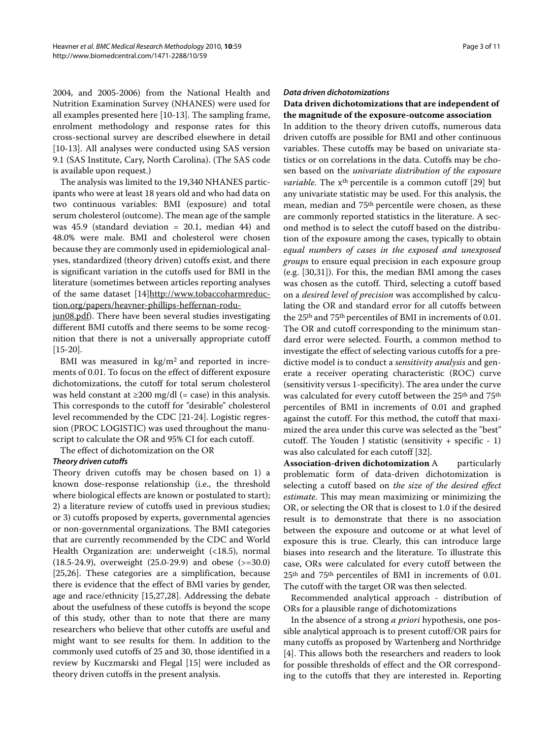2004, and 2005-2006) from the National Health and Nutrition Examination Survey (NHANES) were used for all examples presented here [10-13]. The sampling frame, enrolment methodology and response rates for this cross-sectional survey are described elsewhere in detail [10-13]. All analyses were conducted using SAS version 9.1 (SAS Institute, Cary, North Carolina). (The SAS code is available upon request.)

The analysis was limited to the 19,340 NHANES participants who were at least 18 years old and who had data on two continuous variables: BMI (exposure) and total serum cholesterol (outcome). The mean age of the sample was 45.9 (standard deviation = 20.1, median 44) and 48.0% were male. BMI and cholesterol were chosen because they are commonly used in epidemiological analyses, standardized (theory driven) cutoffs exist, and there is significant variation in the cutoffs used for BMI in the literature (sometimes between articles reporting analyses of the same dataset [14]http://www.tobaccoharmreduction.org/papers/heavner-phillips-heffernan-rodu-jun08.pdf). There have been several studies investigating different BMI cutoffs and there seems to be some recognition that there is not a universally appropriate cutoff [15-20].

BMI was measured in kg/m$^2$ and reported in increments of 0.01. To focus on the effect of different exposure dichotomizations, the cutoff for total serum cholesterol was held constant at ≥200 mg/dl (= case) in this analysis. This corresponds to the cutoff for "desirable" cholesterol level recommended by the CDC [21-24]. Logistic regression (PROC LOGISTIC) was used throughout the manuscript to calculate the OR and 95% CI for each cutoff.

The effect of dichotomization on the OR

### *Theory driven cutoffs*

Theory driven cutoffs may be chosen based on 1) a known dose-response relationship (i.e., the threshold where biological effects are known or postulated to start); 2) a literature review of cutoffs used in previous studies; or 3) cutoffs proposed by experts, governmental agencies or non-governmental organizations. The BMI categories that are currently recommended by the CDC and World Health Organization are: underweight (<18.5), normal (18.5-24.9), overweight (25.0-29.9) and obese (>=30.0) [25,26]. These categories are a simplification, because there is evidence that the effect of BMI varies by gender, age and race/ethnicity [15,27,28]. Addressing the debate about the usefulness of these cutoffs is beyond the scope of this study, other than to note that there are many researchers who believe that other cutoffs are useful and might want to see results for them. In addition to the commonly used cutoffs of 25 and 30, those identified in a review by Kuczmarski and Flegal [15] were included as theory driven cutoffs in the present analysis.

### *Data driven dichotomizations*

**Data driven dichotomizations that are independent of the magnitude of the exposure-outcome association**

In addition to the theory driven cutoffs, numerous data driven cutoffs are possible for BMI and other continuous variables. These cutoffs may be based on univariate statistics or on correlations in the data. Cutoffs may be chosen based on the *univariate distribution of the exposure variable*. The x$^{th}$ percentile is a common cutoff [29] but any univariate statistic may be used. For this analysis, the mean, median and 75$^{th}$ percentile were chosen, as these are commonly reported statistics in the literature. A second method is to select the cutoff based on the distribution of the exposure among the cases, typically to obtain *equal numbers of cases in the exposed and unexposed groups* to ensure equal precision in each exposure group (e.g. [30,31]). For this, the median BMI among the cases was chosen as the cutoff. Third, selecting a cutoff based on a *desired level of precision* was accomplished by calculating the OR and standard error for all cutoffs between the 25$^{th}$ and 75$^{th}$ percentiles of BMI in increments of 0.01. The OR and cutoff corresponding to the minimum standard error were selected. Fourth, a common method to investigate the effect of selecting various cutoffs for a predictive model is to conduct a *sensitivity analysis* and generate a receiver operating characteristic (ROC) curve (sensitivity versus 1-specificity). The area under the curve was calculated for every cutoff between the 25$^{th}$ and 75$^{th}$ percentiles of BMI in increments of 0.01 and graphed against the cutoff. For this method, the cutoff that maximized the area under this curve was selected as the "best" cutoff. The Youden J statistic (sensitivity + specific - 1) was also calculated for each cutoff [32].

**Association-driven dichotomization** A particularly problematic form of data-driven dichotomization is selecting a cutoff based on *the size of the desired effect estimate*. This may mean maximizing or minimizing the OR, or selecting the OR that is closest to 1.0 if the desired result is to demonstrate that there is no association between the exposure and outcome or at what level of exposure this is true. Clearly, this can introduce large biases into research and the literature. To illustrate this case, ORs were calculated for every cutoff between the 25$^{th}$ and 75$^{th}$ percentiles of BMI in increments of 0.01. The cutoff with the target OR was then selected.

Recommended analytical approach - distribution of ORs for a plausible range of dichotomizations

In the absence of a strong *a priori* hypothesis, one possible analytical approach is to present cutoff/OR pairs for many cutoffs as proposed by Wartenberg and Northridge [4]. This allows both the researchers and readers to look for possible thresholds of effect and the OR corresponding to the cutoffs that they are interested in. Reporting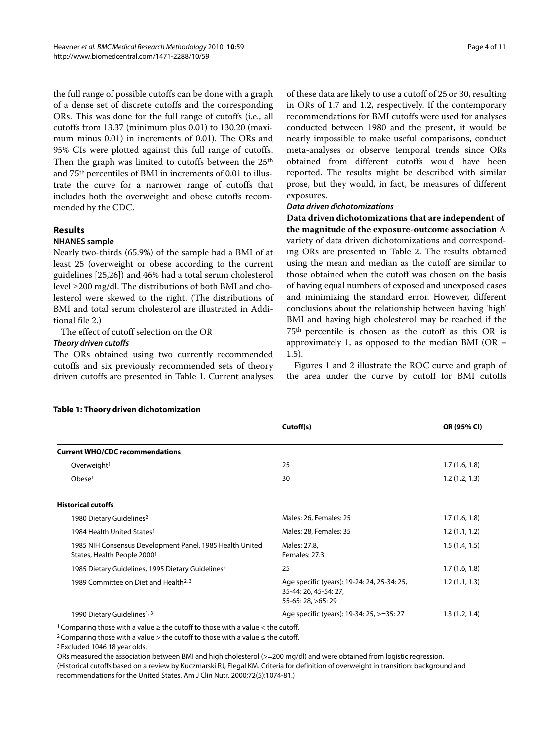the full range of possible cutoffs can be done with a graph of a dense set of discrete cutoffs and the corresponding ORs. This was done for the full range of cutoffs (i.e., all cutoffs from 13.37 (minimum plus 0.01) to 130.20 (maximum minus 0.01) in increments of 0.01). The ORs and 95% CIs were plotted against this full range of cutoffs. Then the graph was limited to cutoffs between the 25th and 75th percentiles of BMI in increments of 0.01 to illustrate the curve for a narrower range of cutoffs that includes both the overweight and obese cutoffs recommended by the CDC.

## Results

### NHANES sample

Nearly two-thirds (65.9%) of the sample had a BMI of at least 25 (overweight or obese according to the current guidelines [25,26]) and 46% had a total serum cholesterol level ≥200 mg/dl. The distributions of both BMI and cholesterol were skewed to the right. (The distributions of BMI and total serum cholesterol are illustrated in Additional file 2.)

The effect of cutoff selection on the OR

#### *Theory driven cutoffs*

The ORs obtained using two currently recommended cutoffs and six previously recommended sets of theory driven cutoffs are presented in Table 1. Current analyses of these data are likely to use a cutoff of 25 or 30, resulting in ORs of 1.7 and 1.2, respectively. If the contemporary recommendations for BMI cutoffs were used for analyses conducted between 1980 and the present, it would be nearly impossible to make useful comparisons, conduct meta-analyses or observe temporal trends since ORs obtained from different cutoffs would have been reported. The results might be described with similar prose, but they would, in fact, be measures of different exposures.

#### *Data driven dichotomizations*

**Data driven dichotomizations that are independent of the magnitude of the exposure-outcome association** A variety of data driven dichotomizations and corresponding ORs are presented in Table 2. The results obtained using the mean and median as the cutoff are similar to those obtained when the cutoff was chosen on the basis of having equal numbers of exposed and unexposed cases and minimizing the standard error. However, different conclusions about the relationship between having 'high' BMI and having high cholesterol may be reached if the 75th percentile is chosen as the cutoff as this OR is approximately 1, as opposed to the median BMI (OR = 1.5).

Figures 1 and 2 illustrate the ROC curve and graph of the area under the curve by cutoff for BMI cutoffs

**Table 1: Theory driven dichotomization**

| | Cutoff(s) | OR (95% CI) |
|---|---|---|
| **Current WHO/CDC recommendations** | | |
| Overweight[1] | 25 | 1.7 (1.6, 1.8) |
| Obese[1] | 30 | 1.2 (1.2, 1.3) |
| **Historical cutoffs** | | |
| 1980 Dietary Guidelines[2] | Males: 26, Females: 25 | 1.7 (1.6, 1.8) |
| 1984 Health United States[1] | Males: 28, Females: 35 | 1.2 (1.1, 1.2) |
| 1985 NIH Consensus Development Panel, 1985 Health United States, Health People 2000[1] | Males: 27.8, Females: 27.3 | 1.5 (1.4, 1.5) |
| 1985 Dietary Guidelines, 1995 Dietary Guidelines[2] | 25 | 1.7 (1.6, 1.8) |
| 1989 Committee on Diet and Health[2, 3] | Age specific (years): 19-24: 24, 25-34: 25, 35-44: 26, 45-54: 27, 55-65: 28, >65: 29 | 1.2 (1.1, 1.3) |
| 1990 Dietary Guidelines[1, 3] | Age specific (years): 19-34: 25, >=35: 27 | 1.3 (1.2, 1.4) |

[1] Comparing those with a value ≥ the cutoff to those with a value < the cutoff.

[2] Comparing those with a value > the cutoff to those with a value ≤ the cutoff.

[3] Excluded 1046 18 year olds.

ORs measured the association between BMI and high cholesterol (>=200 mg/dl) and were obtained from logistic regression.
(Historical cutoffs based on a review by Kuczmarski RJ, Flegal KM. Criteria for definition of overweight in transition: background and recommendations for the United States. Am J Clin Nutr. 2000;72(5):1074-81.)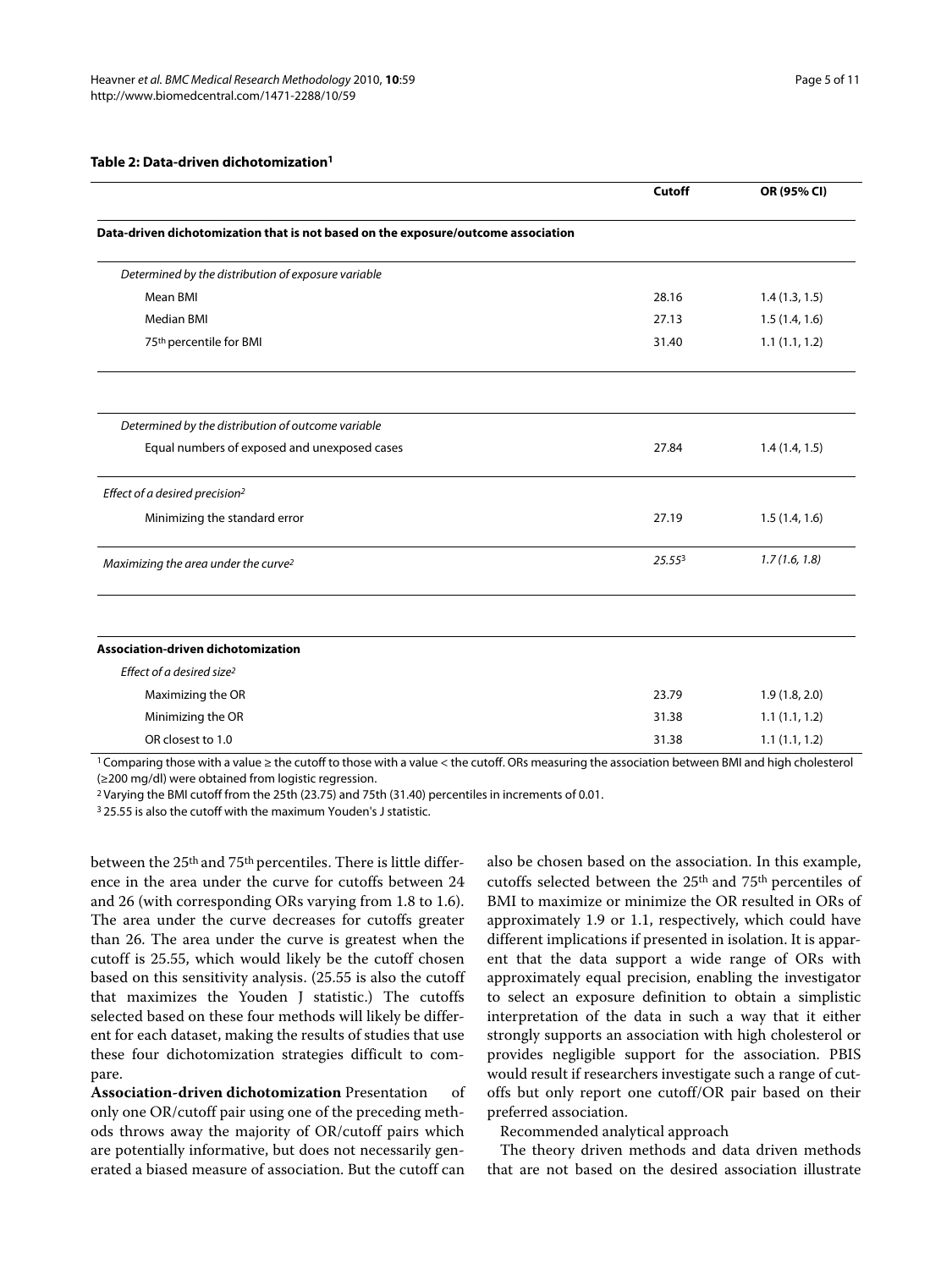**Table 2: Data-driven dichotomization[1]**

| | Cutoff | OR (95% CI) |
|---|---|---|
| **Data-driven dichotomization that is not based on the exposure/outcome association** | | |
| *Determined by the distribution of exposure variable* | | |
| Mean BMI | 28.16 | 1.4 (1.3, 1.5) |
| Median BMI | 27.13 | 1.5 (1.4, 1.6) |
| 75th percentile for BMI | 31.40 | 1.1 (1.1, 1.2) |
| *Determined by the distribution of outcome variable* | | |
| Equal numbers of exposed and unexposed cases | 27.84 | 1.4 (1.4, 1.5) |
| *Effect of a desired precision[2]* | | |
| Minimizing the standard error | 27.19 | 1.5 (1.4, 1.6) |
| *Maximizing the area under the curve[2]* | *25.55[3]* | *1.7 (1.6, 1.8)* |
| **Association-driven dichotomization** | | |
| *Effect of a desired size[2]* | | |
| Maximizing the OR | 23.79 | 1.9 (1.8, 2.0) |
| Minimizing the OR | 31.38 | 1.1 (1.1, 1.2) |
| OR closest to 1.0 | 31.38 | 1.1 (1.1, 1.2) |

[1] Comparing those with a value ≥ the cutoff to those with a value < the cutoff. ORs measuring the association between BMI and high cholesterol (≥200 mg/dl) were obtained from logistic regression.

[2] Varying the BMI cutoff from the 25th (23.75) and 75th (31.40) percentiles in increments of 0.01.

[3] 25.55 is also the cutoff with the maximum Youden's J statistic.

between the 25th and 75th percentiles. There is little difference in the area under the curve for cutoffs between 24 and 26 (with corresponding ORs varying from 1.8 to 1.6). The area under the curve decreases for cutoffs greater than 26. The area under the curve is greatest when the cutoff is 25.55, which would likely be the cutoff chosen based on this sensitivity analysis. (25.55 is also the cutoff that maximizes the Youden J statistic.) The cutoffs selected based on these four methods will likely be different for each dataset, making the results of studies that use these four dichotomization strategies difficult to compare.

**Association-driven dichotomization** Presentation of only one OR/cutoff pair using one of the preceding methods throws away the majority of OR/cutoff pairs which are potentially informative, but does not necessarily generated a biased measure of association. But the cutoff can also be chosen based on the association. In this example, cutoffs selected between the 25th and 75th percentiles of BMI to maximize or minimize the OR resulted in ORs of approximately 1.9 or 1.1, respectively, which could have different implications if presented in isolation. It is apparent that the data support a wide range of ORs with approximately equal precision, enabling the investigator to select an exposure definition to obtain a simplistic interpretation of the data in such a way that it either strongly supports an association with high cholesterol or provides negligible support for the association. PBIS would result if researchers investigate such a range of cutoffs but only report one cutoff/OR pair based on their preferred association.

Recommended analytical approach

The theory driven methods and data driven methods that are not based on the desired association illustrate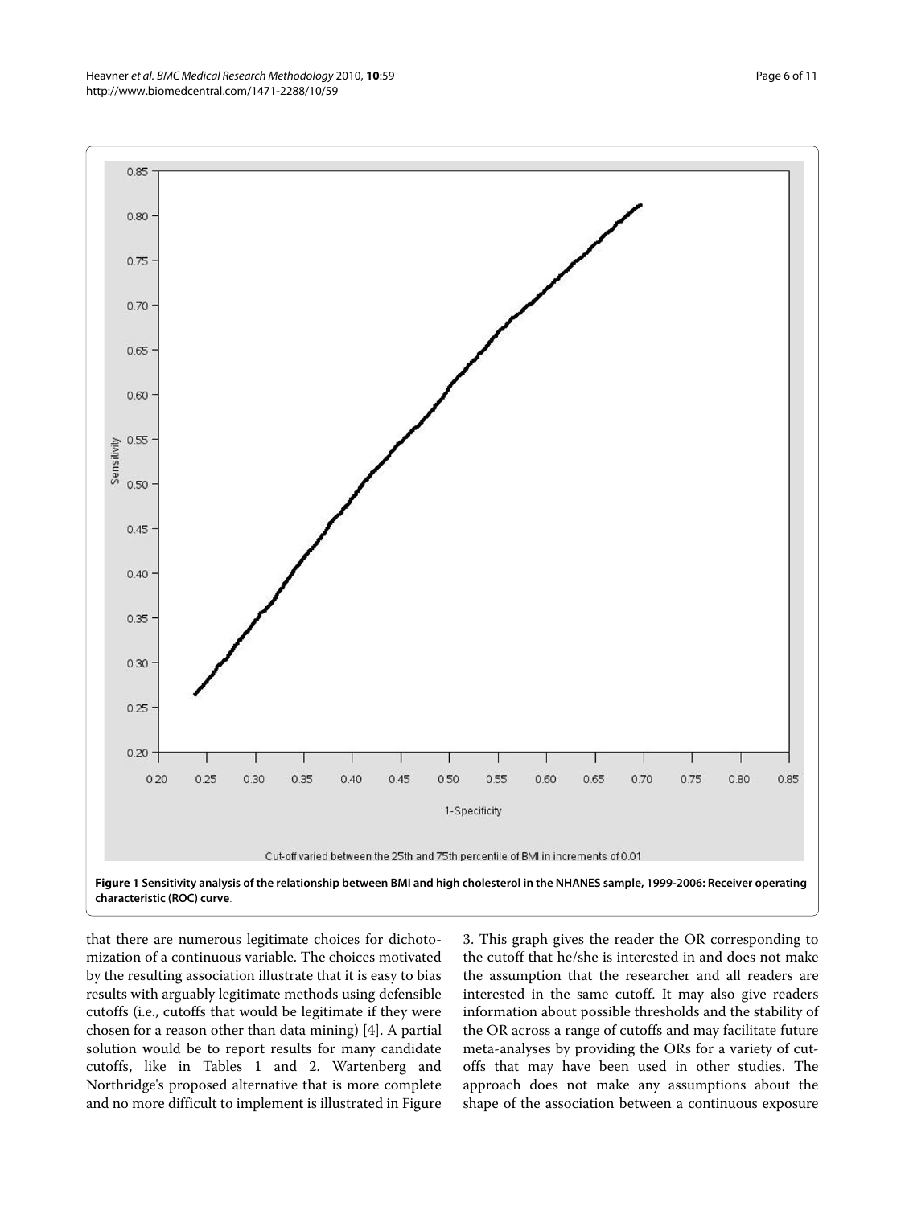Cut-off varied between the 25th and 75th percentile of BMI in increments of 0.01

**Figure 1 Sensitivity analysis of the relationship between BMI and high cholesterol in the NHANES sample, 1999-2006: Receiver operating characteristic (ROC) curve**.

that there are numerous legitimate choices for dichotomization of a continuous variable. The choices motivated by the resulting association illustrate that it is easy to bias results with arguably legitimate methods using defensible cutoffs (i.e., cutoffs that would be legitimate if they were chosen for a reason other than data mining) [4]. A partial solution would be to report results for many candidate cutoffs, like in Tables 1 and 2. Wartenberg and Northridge's proposed alternative that is more complete and no more difficult to implement is illustrated in Figure 3. This graph gives the reader the OR corresponding to the cutoff that he/she is interested in and does not make the assumption that the researcher and all readers are interested in the same cutoff. It may also give readers information about possible thresholds and the stability of the OR across a range of cutoffs and may facilitate future meta-analyses by providing the ORs for a variety of cutoffs that may have been used in other studies. The approach does not make any assumptions about the shape of the association between a continuous exposure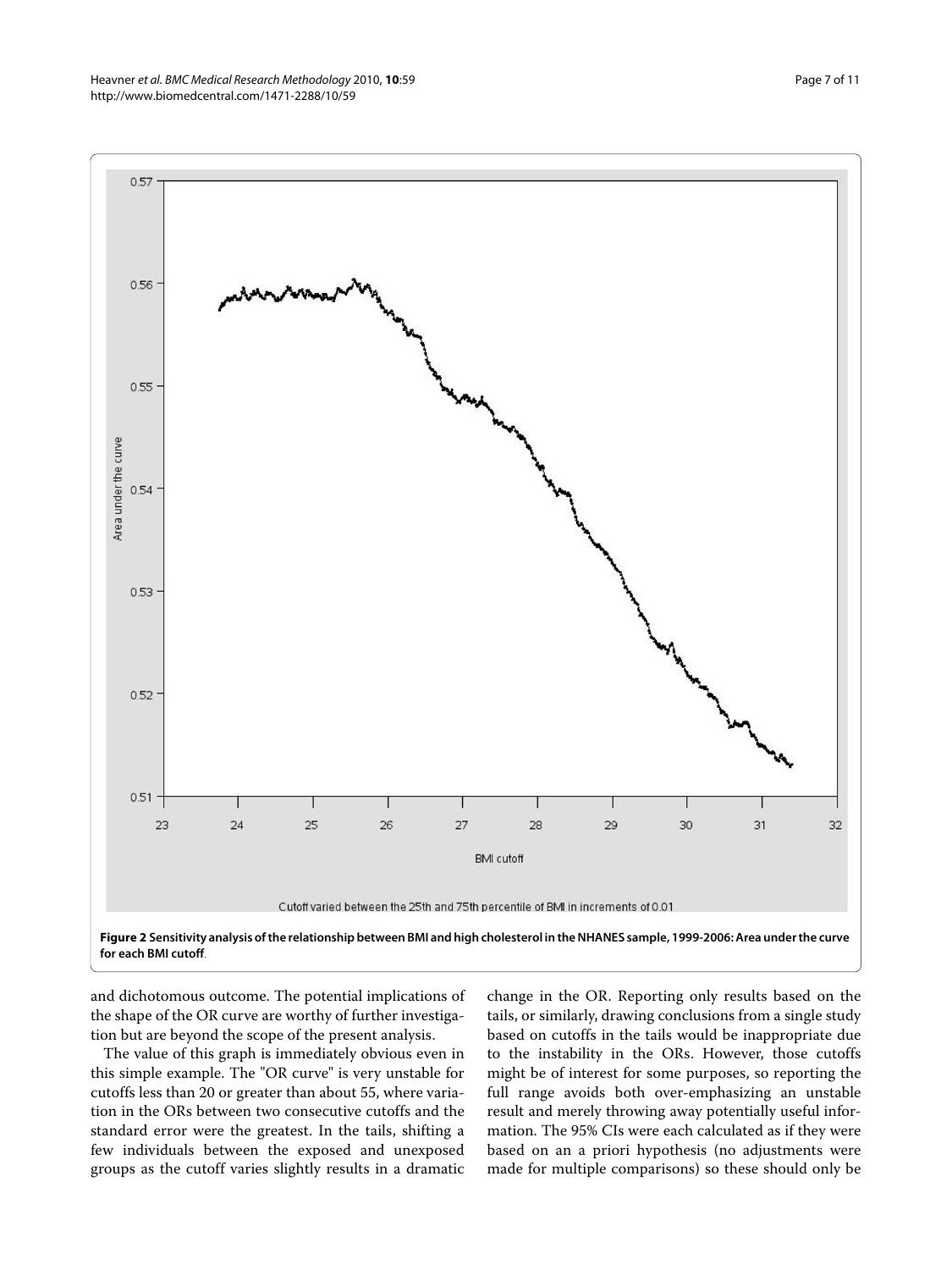**Figure 2 Sensitivity analysis of the relationship between BMI and high cholesterol in the NHANES sample, 1999-2006: Area under the curve for each BMI cutoff**.

and dichotomous outcome. The potential implications of the shape of the OR curve are worthy of further investigation but are beyond the scope of the present analysis.

The value of this graph is immediately obvious even in this simple example. The "OR curve" is very unstable for cutoffs less than 20 or greater than about 55, where variation in the ORs between two consecutive cutoffs and the standard error were the greatest. In the tails, shifting a few individuals between the exposed and unexposed groups as the cutoff varies slightly results in a dramatic change in the OR. Reporting only results based on the tails, or similarly, drawing conclusions from a single study based on cutoffs in the tails would be inappropriate due to the instability in the ORs. However, those cutoffs might be of interest for some purposes, so reporting the full range avoids both over-emphasizing an unstable result and merely throwing away potentially useful information. The 95% CIs were each calculated as if they were based on an a priori hypothesis (no adjustments were made for multiple comparisons) so these should only be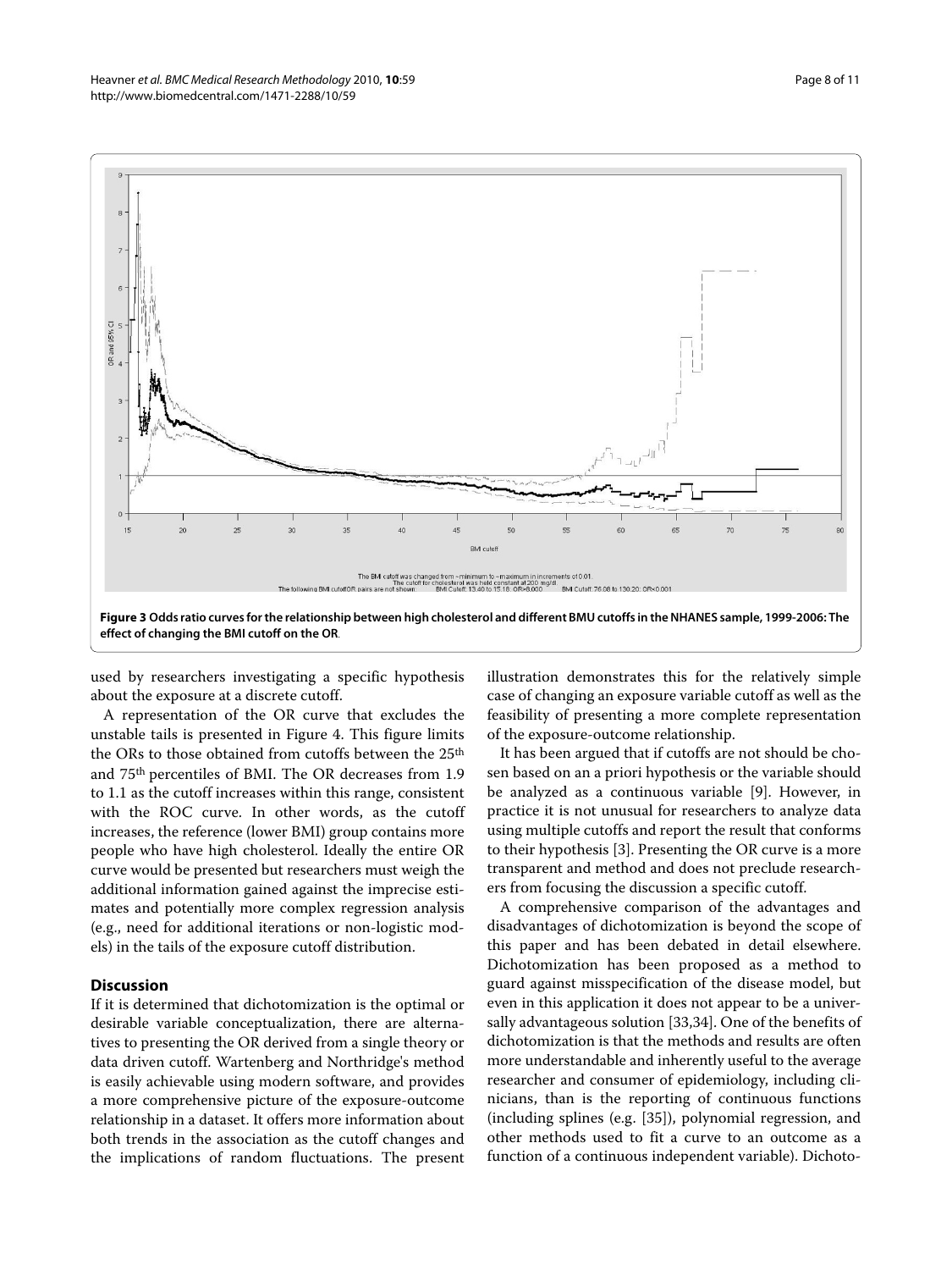OR and 95% CI

9
8
7
6
5
4
3
2
1
0

15 20 25 30 35 40 45 50 55 60 65 70 75 80

BMI cutoff

The BMI cutoff was changed from ~minimum to ~maximum in increments of 0.01.
The cutoff for cholesterol was held constant at 200 mg/dl.
The following BMI cutoff/OR pairs are not shown: BMI Cutoff: 13.40 to 15.18: OR>8.000 BMI Cutoff: 76.08 to 130.20: OR<0.001

**Figure 3 Odds ratio curves for the relationship between high cholesterol and different BMU cutoffs in the NHANES sample, 1999-2006: The effect of changing the BMI cutoff on the OR**.

used by researchers investigating a specific hypothesis about the exposure at a discrete cutoff.

A representation of the OR curve that excludes the unstable tails is presented in Figure 4. This figure limits the ORs to those obtained from cutoffs between the 25th and 75th percentiles of BMI. The OR decreases from 1.9 to 1.1 as the cutoff increases within this range, consistent with the ROC curve. In other words, as the cutoff increases, the reference (lower BMI) group contains more people who have high cholesterol. Ideally the entire OR curve would be presented but researchers must weigh the additional information gained against the imprecise estimates and potentially more complex regression analysis (e.g., need for additional iterations or non-logistic models) in the tails of the exposure cutoff distribution.

## Discussion

If it is determined that dichotomization is the optimal or desirable variable conceptualization, there are alternatives to presenting the OR derived from a single theory or data driven cutoff. Wartenberg and Northridge's method is easily achievable using modern software, and provides a more comprehensive picture of the exposure-outcome relationship in a dataset. It offers more information about both trends in the association as the cutoff changes and the implications of random fluctuations. The present illustration demonstrates this for the relatively simple case of changing an exposure variable cutoff as well as the feasibility of presenting a more complete representation of the exposure-outcome relationship.

It has been argued that if cutoffs are not should be chosen based on an a priori hypothesis or the variable should be analyzed as a continuous variable [9]. However, in practice it is not unusual for researchers to analyze data using multiple cutoffs and report the result that conforms to their hypothesis [3]. Presenting the OR curve is a more transparent and method and does not preclude researchers from focusing the discussion a specific cutoff.

A comprehensive comparison of the advantages and disadvantages of dichotomization is beyond the scope of this paper and has been debated in detail elsewhere. Dichotomization has been proposed as a method to guard against misspecification of the disease model, but even in this application it does not appear to be a universally advantageous solution [33,34]. One of the benefits of dichotomization is that the methods and results are often more understandable and inherently useful to the average researcher and consumer of epidemiology, including clinicians, than is the reporting of continuous functions (including splines (e.g. [35]), polynomial regression, and other methods used to fit a curve to an outcome as a function of a continuous independent variable). Dichoto-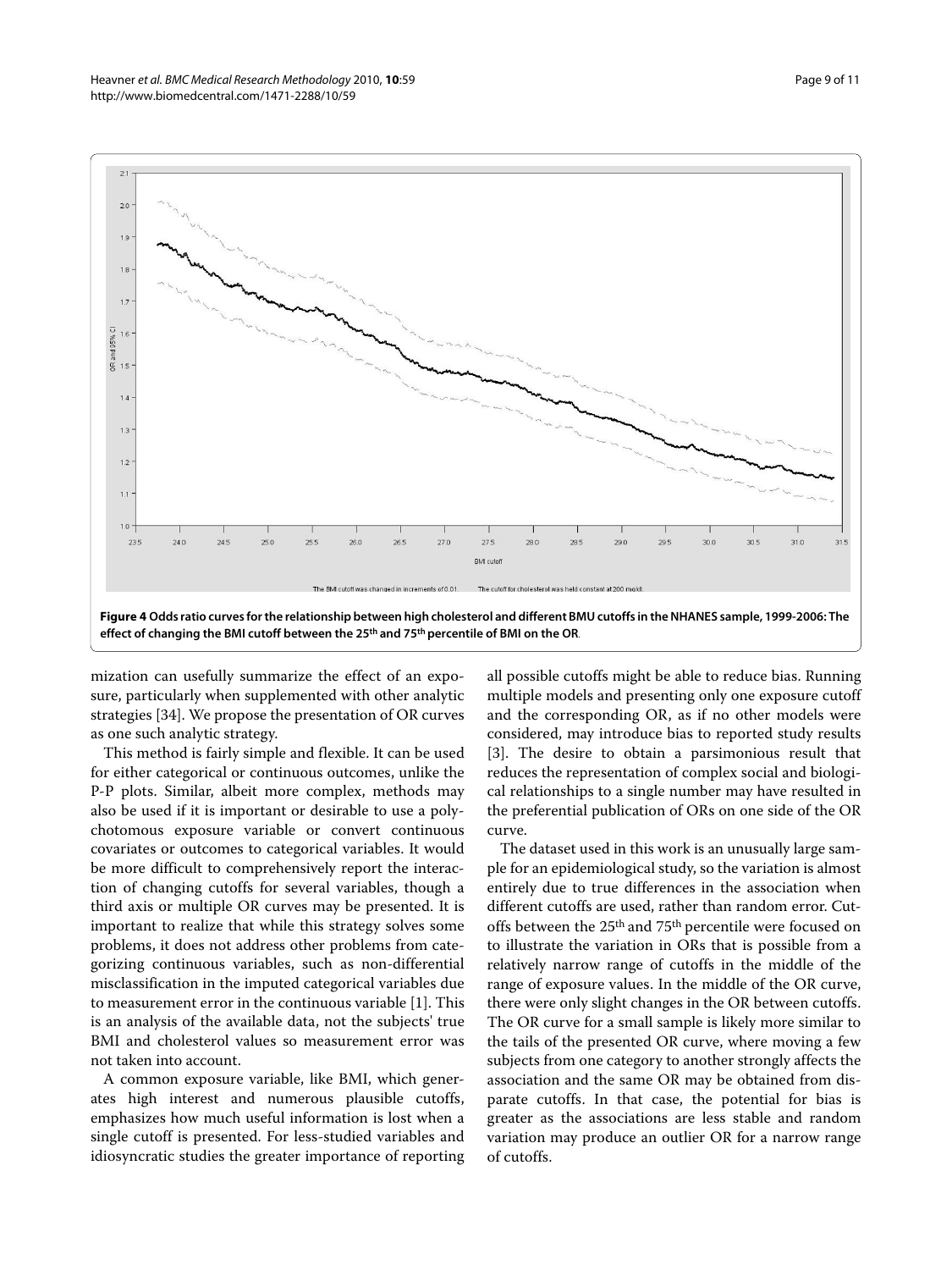**Figure 4 Odds ratio curves for the relationship between high cholesterol and different BMU cutoffs in the NHANES sample, 1999-2006: The effect of changing the BMI cutoff between the 25th and 75th percentile of BMI on the OR**.

mization can usefully summarize the effect of an exposure, particularly when supplemented with other analytic strategies [34]. We propose the presentation of OR curves as one such analytic strategy.

This method is fairly simple and flexible. It can be used for either categorical or continuous outcomes, unlike the P-P plots. Similar, albeit more complex, methods may also be used if it is important or desirable to use a polychotomous exposure variable or convert continuous covariates or outcomes to categorical variables. It would be more difficult to comprehensively report the interaction of changing cutoffs for several variables, though a third axis or multiple OR curves may be presented. It is important to realize that while this strategy solves some problems, it does not address other problems from categorizing continuous variables, such as non-differential misclassification in the imputed categorical variables due to measurement error in the continuous variable [1]. This is an analysis of the available data, not the subjects' true BMI and cholesterol values so measurement error was not taken into account.

A common exposure variable, like BMI, which generates high interest and numerous plausible cutoffs, emphasizes how much useful information is lost when a single cutoff is presented. For less-studied variables and idiosyncratic studies the greater importance of reporting all possible cutoffs might be able to reduce bias. Running multiple models and presenting only one exposure cutoff and the corresponding OR, as if no other models were considered, may introduce bias to reported study results [3]. The desire to obtain a parsimonious result that reduces the representation of complex social and biological relationships to a single number may have resulted in the preferential publication of ORs on one side of the OR curve.

The dataset used in this work is an unusually large sample for an epidemiological study, so the variation is almost entirely due to true differences in the association when different cutoffs are used, rather than random error. Cutoffs between the 25th and 75th percentile were focused on to illustrate the variation in ORs that is possible from a relatively narrow range of cutoffs in the middle of the range of exposure values. In the middle of the OR curve, there were only slight changes in the OR between cutoffs. The OR curve for a small sample is likely more similar to the tails of the presented OR curve, where moving a few subjects from one category to another strongly affects the association and the same OR may be obtained from disparate cutoffs. In that case, the potential for bias is greater as the associations are less stable and random variation may produce an outlier OR for a narrow range of cutoffs.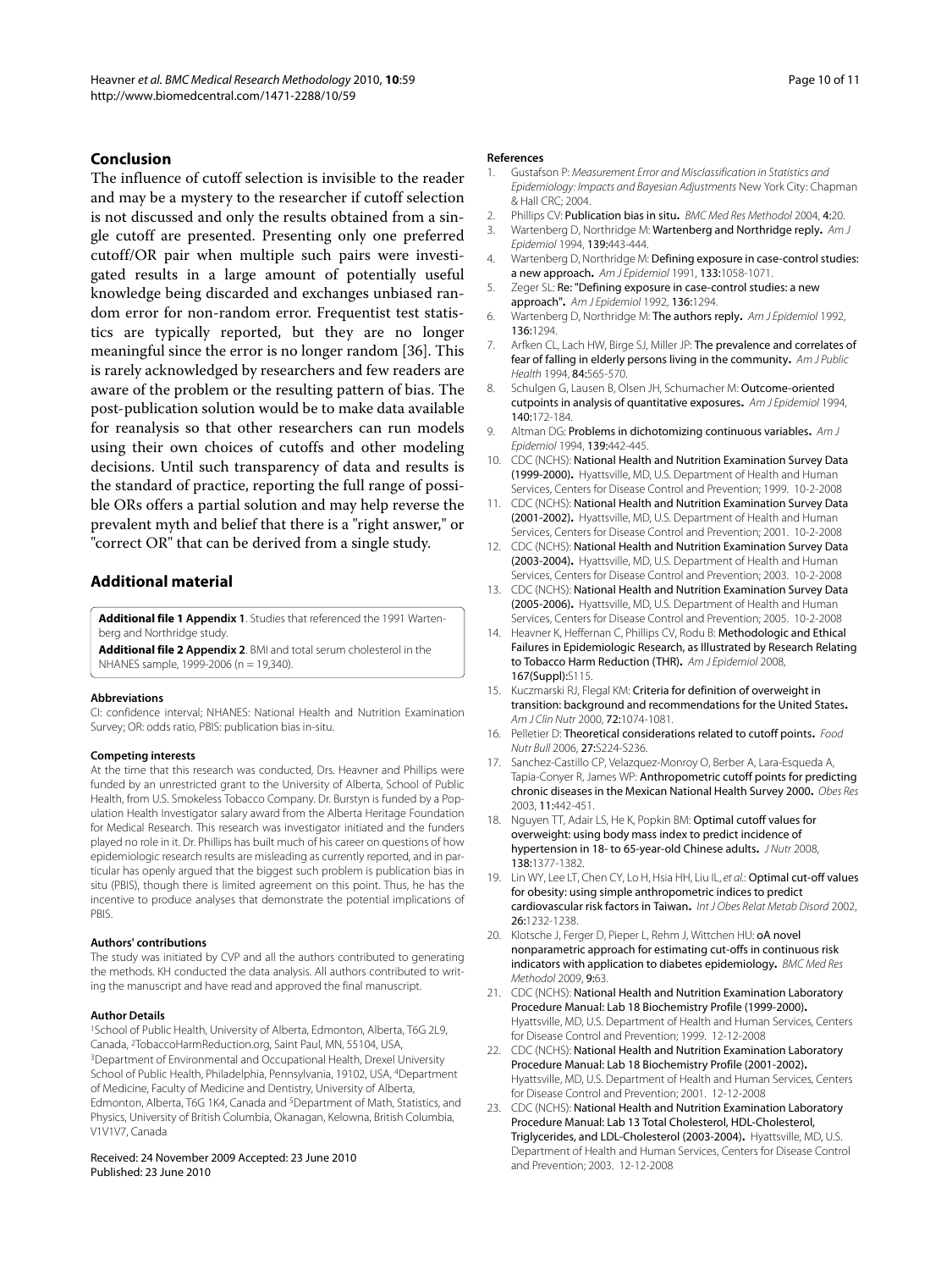## Conclusion

The influence of cutoff selection is invisible to the reader and may be a mystery to the researcher if cutoff selection is not discussed and only the results obtained from a single cutoff are presented. Presenting only one preferred cutoff/OR pair when multiple such pairs were investigated results in a large amount of potentially useful knowledge being discarded and exchanges unbiased random error for non-random error. Frequentist test statistics are typically reported, but they are no longer meaningful since the error is no longer random [36]. This is rarely acknowledged by researchers and few readers are aware of the problem or the resulting pattern of bias. The post-publication solution would be to make data available for reanalysis so that other researchers can run models using their own choices of cutoffs and other modeling decisions. Until such transparency of data and results is the standard of practice, reporting the full range of possible ORs offers a partial solution and may help reverse the prevalent myth and belief that there is a "right answer," or "correct OR" that can be derived from a single study.

## Additional material

**Additional file 1 Appendix 1**. Studies that referenced the 1991 Wartenberg and Northridge study.

**Additional file 2 Appendix 2**. BMI and total serum cholesterol in the NHANES sample, 1999-2006 (n = 19,340).

#### Abbreviations

CI: confidence interval; NHANES: National Health and Nutrition Examination Survey; OR: odds ratio, PBIS: publication bias in-situ.

#### Competing interests

At the time that this research was conducted, Drs. Heavner and Phillips were funded by an unrestricted grant to the University of Alberta, School of Public Health, from U.S. Smokeless Tobacco Company. Dr. Burstyn is funded by a Population Health Investigator salary award from the Alberta Heritage Foundation for Medical Research. This research was investigator initiated and the funders played no role in it. Dr. Phillips has built much of his career on questions of how epidemiologic research results are misleading as currently reported, and in particular has openly argued that the biggest such problem is publication bias in situ (PBIS), though there is limited agreement on this point. Thus, he has the incentive to produce analyses that demonstrate the potential implications of PBIS.

#### Authors' contributions

The study was initiated by CVP and all the authors contributed to generating the methods. KH conducted the data analysis. All authors contributed to writing the manuscript and have read and approved the final manuscript.

#### Author Details

[1]School of Public Health, University of Alberta, Edmonton, Alberta, T6G 2L9, Canada, [2]TobaccoHarmReduction.org, Saint Paul, MN, 55104, USA, [3]Department of Environmental and Occupational Health, Drexel University School of Public Health, Philadelphia, Pennsylvania, 19102, USA, [4]Department of Medicine, Faculty of Medicine and Dentistry, University of Alberta, Edmonton, Alberta, T6G 1K4, Canada and [5]Department of Math, Statistics, and Physics, University of British Columbia, Okanagan, Kelowna, British Columbia, V1V1V7, Canada

Received: 24 November 2009 Accepted: 23 June 2010
Published: 23 June 2010

#### References

1. Gustafson P: *Measurement Error and Misclassification in Statistics and Epidemiology: Impacts and Bayesian Adjustments* New York City: Chapman & Hall CRC; 2004.
2. Phillips CV: **Publication bias in situ.** *BMC Med Res Methodol* 2004, **4:**20.
3. Wartenberg D, Northridge M: **Wartenberg and Northridge reply.** *Am J Epidemiol* 1994, **139:**443-444.
4. Wartenberg D, Northridge M: **Defining exposure in case-control studies: a new approach.** *Am J Epidemiol* 1991, **133:**1058-1071.
5. Zeger SL: **Re: "Defining exposure in case-control studies: a new approach".** *Am J Epidemiol* 1992, **136:**1294.
6. Wartenberg D, Northridge M: **The authors reply.** *Am J Epidemiol* 1992, **136:**1294.
7. Arfken CL, Lach HW, Birge SJ, Miller JP: **The prevalence and correlates of fear of falling in elderly persons living in the community.** *Am J Public Health* 1994, **84:**565-570.
8. Schulgen G, Lausen B, Olsen JH, Schumacher M: **Outcome-oriented cutpoints in analysis of quantitative exposures.** *Am J Epidemiol* 1994, **140:**172-184.
9. Altman DG: **Problems in dichotomizing continuous variables.** *Am J Epidemiol* 1994, **139:**442-445.
10. CDC (NCHS): **National Health and Nutrition Examination Survey Data (1999-2000).** Hyattsville, MD, U.S. Department of Health and Human Services, Centers for Disease Control and Prevention; 1999. 10-2-2008
11. CDC (NCHS): **National Health and Nutrition Examination Survey Data (2001-2002).** Hyattsville, MD, U.S. Department of Health and Human Services, Centers for Disease Control and Prevention; 2001. 10-2-2008
12. CDC (NCHS): **National Health and Nutrition Examination Survey Data (2003-2004).** Hyattsville, MD, U.S. Department of Health and Human Services, Centers for Disease Control and Prevention; 2003. 10-2-2008
13. CDC (NCHS): **National Health and Nutrition Examination Survey Data (2005-2006).** Hyattsville, MD, U.S. Department of Health and Human Services, Centers for Disease Control and Prevention; 2005. 10-2-2008
14. Heavner K, Heffernan C, Phillips CV, Rodu B: **Methodologic and Ethical Failures in Epidemiologic Research, as Illustrated by Research Relating to Tobacco Harm Reduction (THR).** *Am J Epidemiol* 2008, 167(Suppl):S115.
15. Kuczmarski RJ, Flegal KM: **Criteria for definition of overweight in transition: background and recommendations for the United States.** *Am J Clin Nutr* 2000, **72:**1074-1081.
16. Pelletier D: **Theoretical considerations related to cutoff points.** *Food Nutr Bull* 2006, **27:**S224-S236.
17. Sanchez-Castillo CP, Velazquez-Monroy O, Berber A, Lara-Esqueda A, Tapia-Conyer R, James WP: **Anthropometric cutoff points for predicting chronic diseases in the Mexican National Health Survey 2000.** *Obes Res* 2003, **11:**442-451.
18. Nguyen TT, Adair LS, He K, Popkin BM: **Optimal cutoff values for overweight: using body mass index to predict incidence of hypertension in 18- to 65-year-old Chinese adults.** *J Nutr* 2008, **138:**1377-1382.
19. Lin WY, Lee LT, Chen CY, Lo H, Hsia HH, Liu IL, *et al.*: **Optimal cut-off values for obesity: using simple anthropometric indices to predict cardiovascular risk factors in Taiwan.** *Int J Obes Relat Metab Disord* 2002, **26:**1232-1238.
20. Klotsche J, Ferger D, Pieper L, Rehm J, Wittchen HU: **oA novel nonparametric approach for estimating cut-offs in continuous risk indicators with application to diabetes epidemiology.** *BMC Med Res Methodol* 2009, **9:**63.
21. CDC (NCHS): **National Health and Nutrition Examination Laboratory Procedure Manual: Lab 18 Biochemistry Profile (1999-2000).** Hyattsville, MD, U.S. Department of Health and Human Services, Centers for Disease Control and Prevention; 1999. 12-12-2008
22. CDC (NCHS): **National Health and Nutrition Examination Laboratory Procedure Manual: Lab 18 Biochemistry Profile (2001-2002).** Hyattsville, MD, U.S. Department of Health and Human Services, Centers for Disease Control and Prevention; 2001. 12-12-2008
23. CDC (NCHS): **National Health and Nutrition Examination Laboratory Procedure Manual: Lab 13 Total Cholesterol, HDL-Cholesterol, Triglycerides, and LDL-Cholesterol (2003-2004).** Hyattsville, MD, U.S. Department of Health and Human Services, Centers for Disease Control and Prevention; 2003. 12-12-2008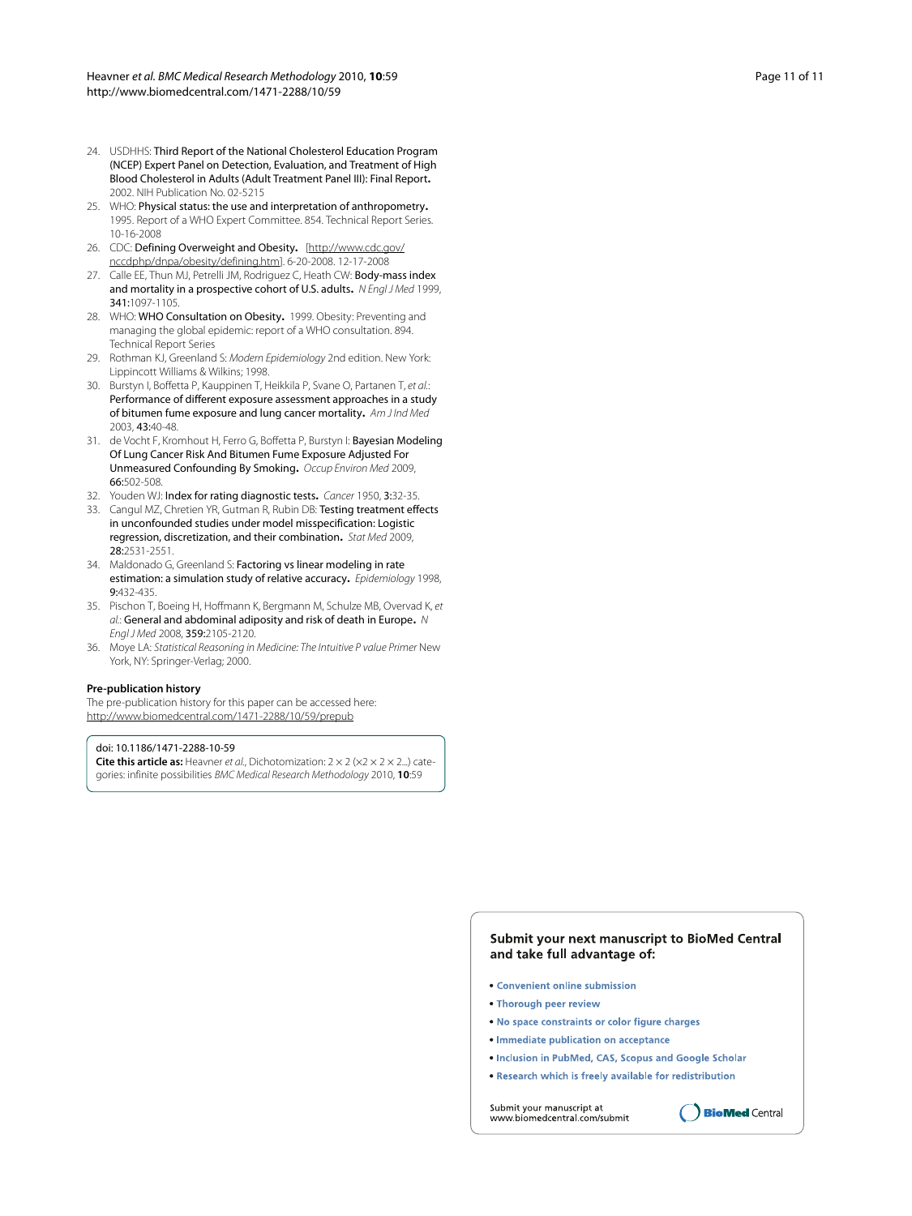24. USDHHS: **Third Report of the National Cholesterol Education Program (NCEP) Expert Panel on Detection, Evaluation, and Treatment of High Blood Cholesterol in Adults (Adult Treatment Panel III): Final Report.** 2002. NIH Publication No. 02-5215
25. WHO: **Physical status: the use and interpretation of anthropometry.** 1995. Report of a WHO Expert Committee. 854. Technical Report Series. 10-16-2008
26. CDC: **Defining Overweight and Obesity.** [http://www.cdc.gov/nccdphp/dnpa/obesity/defining.htm]. 6-20-2008. 12-17-2008
27. Calle EE, Thun MJ, Petrelli JM, Rodriguez C, Heath CW: **Body-mass index and mortality in a prospective cohort of U.S. adults.** *N Engl J Med* 1999, **341:**1097-1105.
28. WHO: **WHO Consultation on Obesity.** 1999. Obesity: Preventing and managing the global epidemic: report of a WHO consultation. 894. Technical Report Series
29. Rothman KJ, Greenland S: *Modern Epidemiology* 2nd edition. New York: Lippincott Williams & Wilkins; 1998.
30. Burstyn I, Boffetta P, Kauppinen T, Heikkila P, Svane O, Partanen T, *et al.*: **Performance of different exposure assessment approaches in a study of bitumen fume exposure and lung cancer mortality.** *Am J Ind Med* 2003, **43:**40-48.
31. de Vocht F, Kromhout H, Ferro G, Boffetta P, Burstyn I: **Bayesian Modeling Of Lung Cancer Risk And Bitumen Fume Exposure Adjusted For Unmeasured Confounding By Smoking.** *Occup Environ Med* 2009, **66:**502-508.
32. Youden WJ: **Index for rating diagnostic tests.** *Cancer* 1950, **3:**32-35.
33. Cangul MZ, Chretien YR, Gutman R, Rubin DB: **Testing treatment effects in unconfounded studies under model misspecification: Logistic regression, discretization, and their combination.** *Stat Med* 2009, **28:**2531-2551.
34. Maldonado G, Greenland S: **Factoring vs linear modeling in rate estimation: a simulation study of relative accuracy.** *Epidemiology* 1998, **9:**432-435.
35. Pischon T, Boeing H, Hoffmann K, Bergmann M, Schulze MB, Overvad K, *et al.*: **General and abdominal adiposity and risk of death in Europe.** *N Engl J Med* 2008, **359:**2105-2120.
36. Moye LA: *Statistical Reasoning in Medicine: The Intuitive P value Primer* New York, NY: Springer-Verlag; 2000.

### Pre-publication history

The pre-publication history for this paper can be accessed here:
http://www.biomedcentral.com/1471-2288/10/59/prepub

doi: 10.1186/1471-2288-10-59
**Cite this article as:** Heavner *et al.*, Dichotomization: $2 \times 2$ ($\times 2 \times 2 \times 2$...) categories: infinite possibilities *BMC Medical Research Methodology* 2010, **10**:59

**Submit your next manuscript to BioMed Central and take full advantage of:**

- Convenient online submission
- Thorough peer review
- No space constraints or color figure charges
- Immediate publication on acceptance
- Inclusion in PubMed, CAS, Scopus and Google Scholar
- Research which is freely available for redistribution

Submit your manuscript at www.biomedcentral.com/submit

BioMed Central